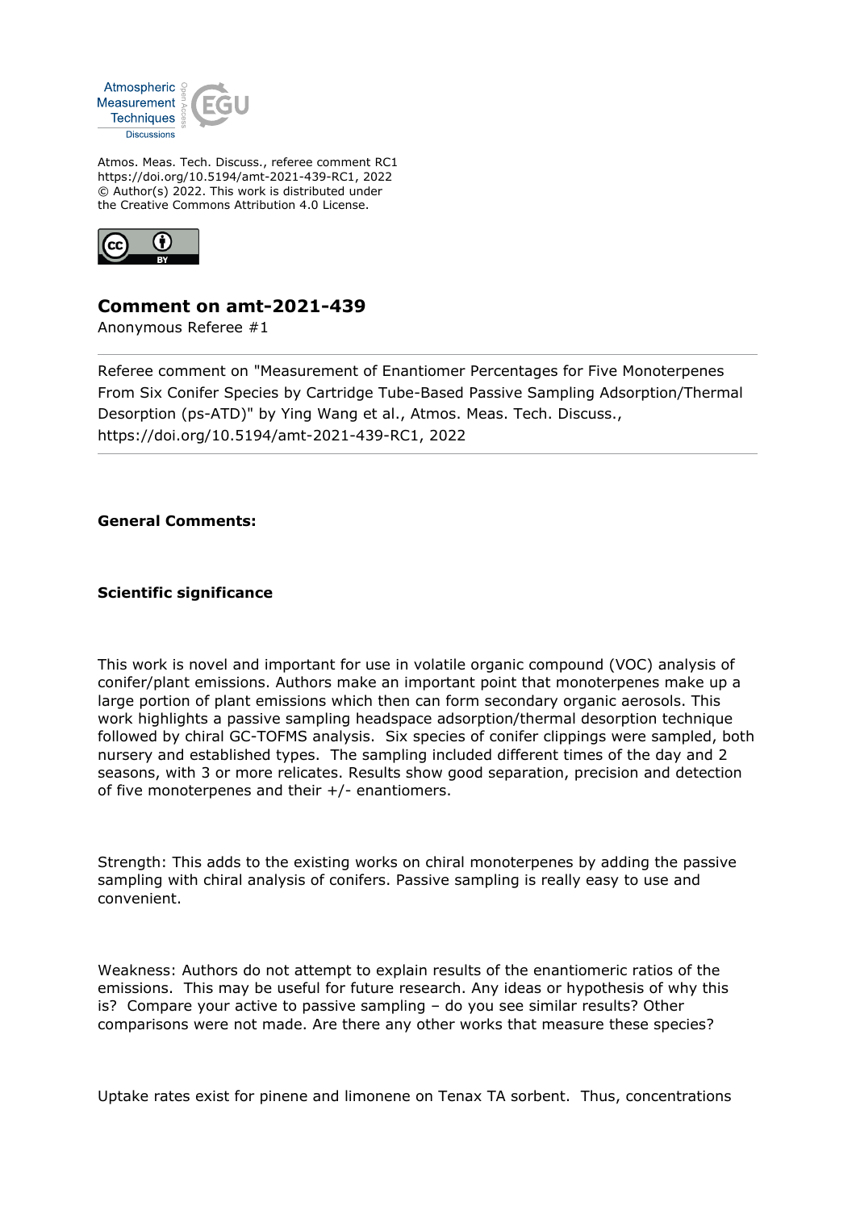Atmos. Meas. Tech. Discuss., referee comment RC1
https://doi.org/10.5194/amt-2021-439-RC1, 2022
© Author(s) 2022. This work is distributed under
the Creative Commons Attribution 4.0 License.

## Comment on amt-2021-439

Anonymous Referee #1

---

Referee comment on "Measurement of Enantiomer Percentages for Five Monoterpenes From Six Conifer Species by Cartridge Tube-Based Passive Sampling Adsorption/Thermal Desorption (ps-ATD)" by Ying Wang et al., Atmos. Meas. Tech. Discuss., https://doi.org/10.5194/amt-2021-439-RC1, 2022

---

**General Comments:**

**Scientific significance**

This work is novel and important for use in volatile organic compound (VOC) analysis of conifer/plant emissions. Authors make an important point that monoterpenes make up a large portion of plant emissions which then can form secondary organic aerosols. This work highlights a passive sampling headspace adsorption/thermal desorption technique followed by chiral GC-TOFMS analysis. Six species of conifer clippings were sampled, both nursery and established types. The sampling included different times of the day and 2 seasons, with 3 or more relicates. Results show good separation, precision and detection of five monoterpenes and their +/- enantiomers.

Strength: This adds to the existing works on chiral monoterpenes by adding the passive sampling with chiral analysis of conifers. Passive sampling is really easy to use and convenient.

Weakness: Authors do not attempt to explain results of the enantiomeric ratios of the emissions. This may be useful for future research. Any ideas or hypothesis of why this is? Compare your active to passive sampling – do you see similar results? Other comparisons were not made. Are there any other works that measure these species?

Uptake rates exist for pinene and limonene on Tenax TA sorbent. Thus, concentrations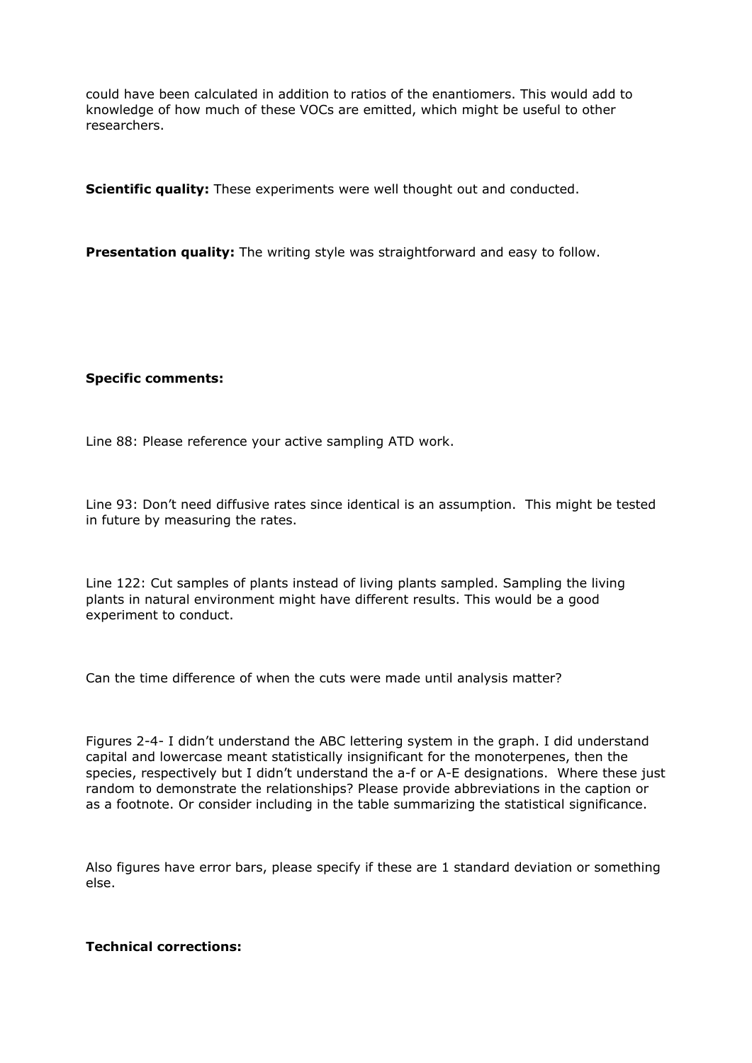could have been calculated in addition to ratios of the enantiomers. This would add to knowledge of how much of these VOCs are emitted, which might be useful to other researchers.

**Scientific quality:** These experiments were well thought out and conducted.

**Presentation quality:** The writing style was straightforward and easy to follow.

**Specific comments:**

Line 88: Please reference your active sampling ATD work.

Line 93: Don't need diffusive rates since identical is an assumption. This might be tested in future by measuring the rates.

Line 122: Cut samples of plants instead of living plants sampled. Sampling the living plants in natural environment might have different results. This would be a good experiment to conduct.

Can the time difference of when the cuts were made until analysis matter?

Figures 2-4- I didn't understand the ABC lettering system in the graph. I did understand capital and lowercase meant statistically insignificant for the monoterpenes, then the species, respectively but I didn't understand the a-f or A-E designations. Where these just random to demonstrate the relationships? Please provide abbreviations in the caption or as a footnote. Or consider including in the table summarizing the statistical significance.

Also figures have error bars, please specify if these are 1 standard deviation or something else.

**Technical corrections:**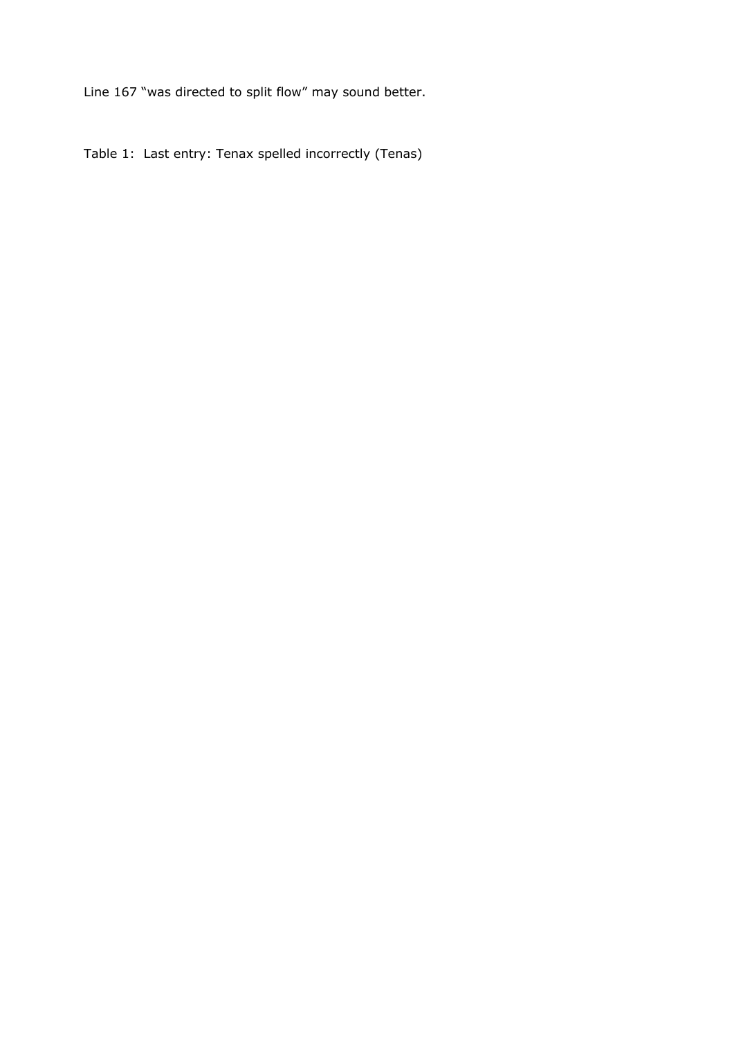Line 167 “was directed to split flow” may sound better.

Table 1: Last entry: Tenax spelled incorrectly (Tenas)